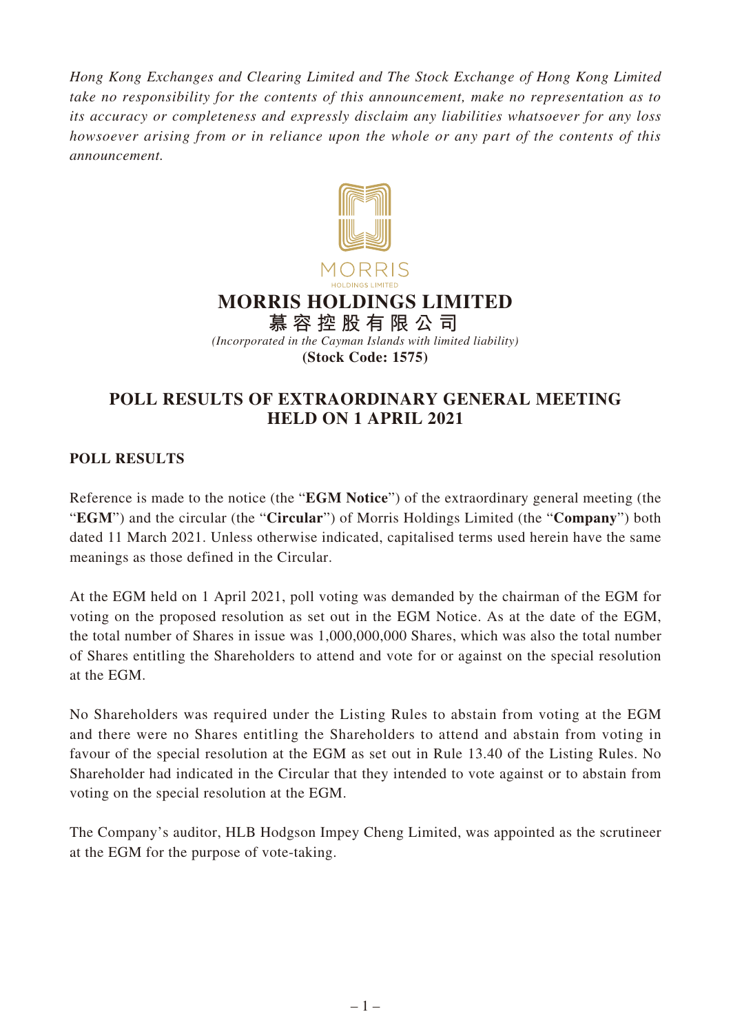*Hong Kong Exchanges and Clearing Limited and The Stock Exchange of Hong Kong Limited take no responsibility for the contents of this announcement, make no representation as to its accuracy or completeness and expressly disclaim any liabilities whatsoever for any loss howsoever arising from or in reliance upon the whole or any part of the contents of this announcement.*

MORRIS
HOLDINGS LIMITED

# MORRIS HOLDINGS LIMITED

**慕容控股有限公司**

*(Incorporated in the Cayman Islands with limited liability)*

**(Stock Code: 1575)**

## POLL RESULTS OF EXTRAORDINARY GENERAL MEETING HELD ON 1 APRIL 2021

### POLL RESULTS

Reference is made to the notice (the "**EGM Notice**") of the extraordinary general meeting (the "**EGM**") and the circular (the "**Circular**") of Morris Holdings Limited (the "**Company**") both dated 11 March 2021. Unless otherwise indicated, capitalised terms used herein have the same meanings as those defined in the Circular.

At the EGM held on 1 April 2021, poll voting was demanded by the chairman of the EGM for voting on the proposed resolution as set out in the EGM Notice. As at the date of the EGM, the total number of Shares in issue was 1,000,000,000 Shares, which was also the total number of Shares entitling the Shareholders to attend and vote for or against on the special resolution at the EGM.

No Shareholders was required under the Listing Rules to abstain from voting at the EGM and there were no Shares entitling the Shareholders to attend and abstain from voting in favour of the special resolution at the EGM as set out in Rule 13.40 of the Listing Rules. No Shareholder had indicated in the Circular that they intended to vote against or to abstain from voting on the special resolution at the EGM.

The Company's auditor, HLB Hodgson Impey Cheng Limited, was appointed as the scrutineer at the EGM for the purpose of vote-taking.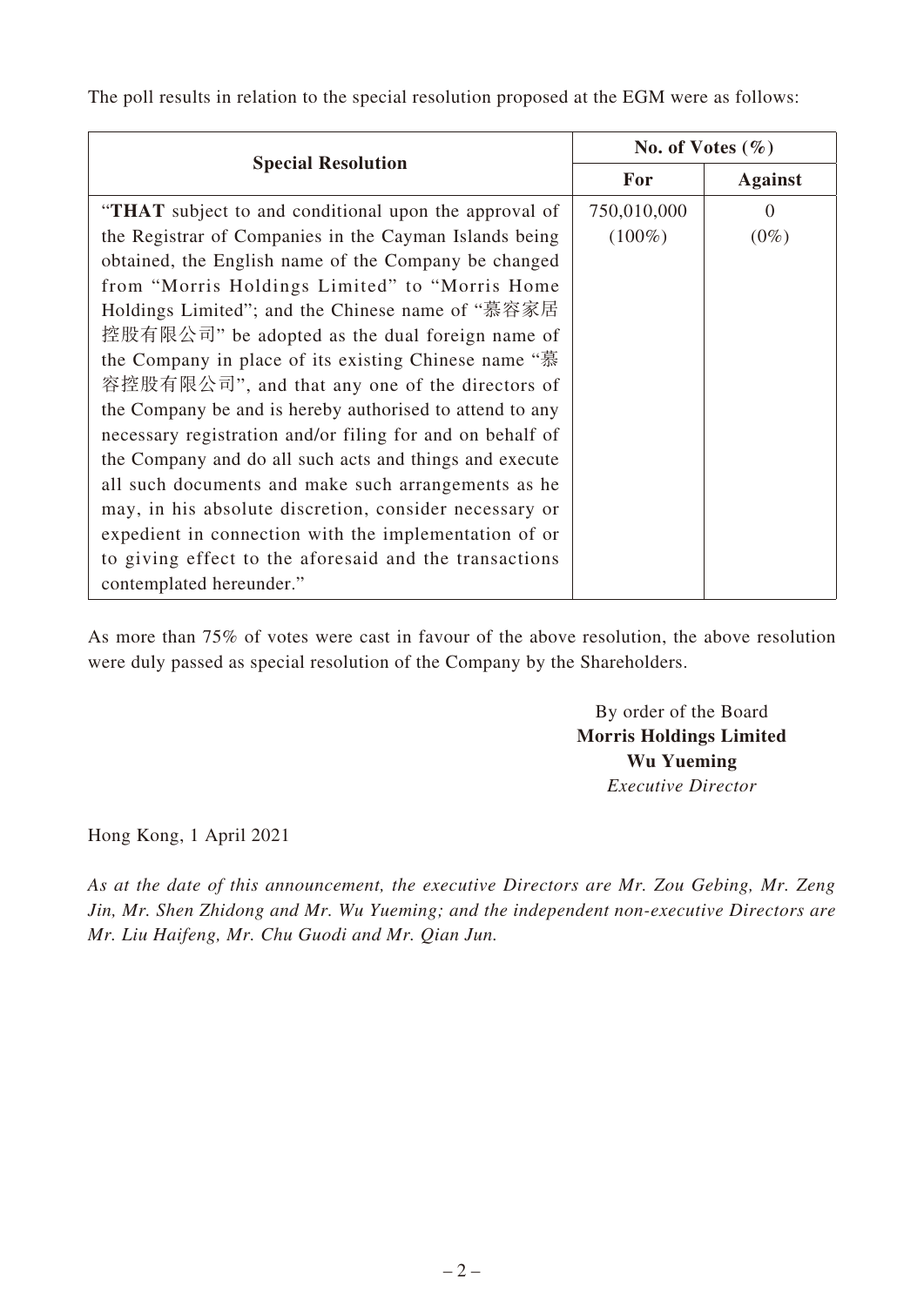The poll results in relation to the special resolution proposed at the EGM were as follows:

| Special Resolution | No. of Votes (%) | |
|---|---|---|
| | For | Against |
| "**THAT** subject to and conditional upon the approval of the Registrar of Companies in the Cayman Islands being obtained, the English name of the Company be changed from "Morris Holdings Limited" to "Morris Home Holdings Limited"; and the Chinese name of "慕容家居控股有限公司" be adopted as the dual foreign name of the Company in place of its existing Chinese name "慕容控股有限公司", and that any one of the directors of the Company be and is hereby authorised to attend to any necessary registration and/or filing for and on behalf of the Company and do all such acts and things and execute all such documents and make such arrangements as he may, in his absolute discretion, consider necessary or expedient in connection with the implementation of or to giving effect to the aforesaid and the transactions contemplated hereunder." | 750,010,000 (100%) | 0 (0%) |

As more than 75% of votes were cast in favour of the above resolution, the above resolution were duly passed as special resolution of the Company by the Shareholders.

By order of the Board
**Morris Holdings Limited**
**Wu Yueming**
*Executive Director*

Hong Kong, 1 April 2021

*As at the date of this announcement, the executive Directors are Mr. Zou Gebing, Mr. Zeng Jin, Mr. Shen Zhidong and Mr. Wu Yueming; and the independent non-executive Directors are Mr. Liu Haifeng, Mr. Chu Guodi and Mr. Qian Jun.*